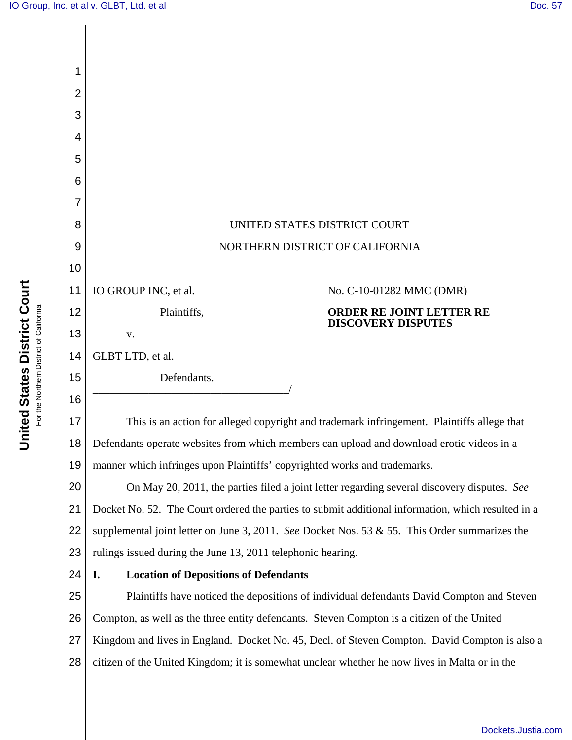UNITED STATES DISTRICT COURT

NORTHERN DISTRICT OF CALIFORNIA

IO GROUP INC, et al.

Plaintiffs,

v.

GLBT LTD, et al.

Defendants.

No. C-10-01282 MMC (DMR)

**ORDER RE JOINT LETTER RE DISCOVERY DISPUTES**

This is an action for alleged copyright and trademark infringement. Plaintiffs allege that Defendants operate websites from which members can upload and download erotic videos in a manner which infringes upon Plaintiffs' copyrighted works and trademarks.

On May 20, 2011, the parties filed a joint letter regarding several discovery disputes. *See* Docket No. 52. The Court ordered the parties to submit additional information, which resulted in a supplemental joint letter on June 3, 2011. *See* Docket Nos. 53 & 55. This Order summarizes the rulings issued during the June 13, 2011 telephonic hearing.

## I. Location of Depositions of Defendants

Plaintiffs have noticed the depositions of individual defendants David Compton and Steven Compton, as well as the three entity defendants. Steven Compton is a citizen of the United Kingdom and lives in England. Docket No. 45, Decl. of Steven Compton. David Compton is also a citizen of the United Kingdom; it is somewhat unclear whether he now lives in Malta or in the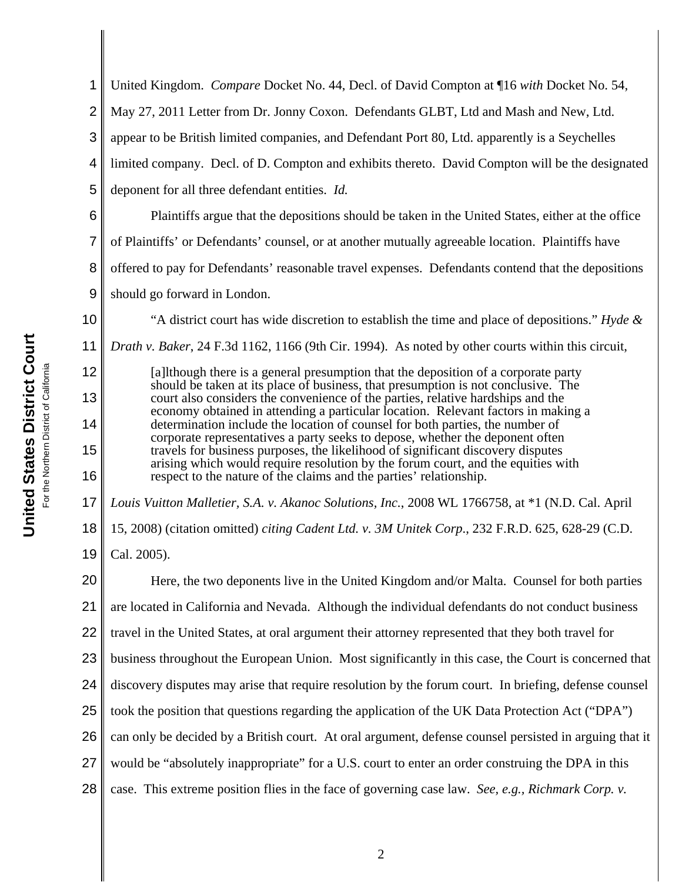United Kingdom. *Compare* Docket No. 44, Decl. of David Compton at ¶16 *with* Docket No. 54, May 27, 2011 Letter from Dr. Jonny Coxon. Defendants GLBT, Ltd and Mash and New, Ltd. appear to be British limited companies, and Defendant Port 80, Ltd. apparently is a Seychelles limited company. Decl. of D. Compton and exhibits thereto. David Compton will be the designated deponent for all three defendant entities. *Id.*

Plaintiffs argue that the depositions should be taken in the United States, either at the office of Plaintiffs' or Defendants' counsel, or at another mutually agreeable location. Plaintiffs have offered to pay for Defendants' reasonable travel expenses. Defendants contend that the depositions should go forward in London.

"A district court has wide discretion to establish the time and place of depositions." *Hyde & Drath v. Baker*, 24 F.3d 1162, 1166 (9th Cir. 1994). As noted by other courts within this circuit,

> [a]lthough there is a general presumption that the deposition of a corporate party should be taken at its place of business, that presumption is not conclusive. The court also considers the convenience of the parties, relative hardships and the economy obtained in attending a particular location. Relevant factors in making a determination include the location of counsel for both parties, the number of corporate representatives a party seeks to depose, whether the deponent often travels for business purposes, the likelihood of significant discovery disputes arising which would require resolution by the forum court, and the equities with respect to the nature of the claims and the parties' relationship.

*Louis Vuitton Malletier, S.A. v. Akanoc Solutions, Inc.*, 2008 WL 1766758, at *1 (N.D. Cal. April 15, 2008) (citation omitted) *citing Cadent Ltd. v. 3M Unitek Corp*., 232 F.R.D. 625, 628-29 (C.D. Cal. 2005).

Here, the two deponents live in the United Kingdom and/or Malta. Counsel for both parties are located in California and Nevada. Although the individual defendants do not conduct business travel in the United States, at oral argument their attorney represented that they both travel for business throughout the European Union. Most significantly in this case, the Court is concerned that discovery disputes may arise that require resolution by the forum court. In briefing, defense counsel took the position that questions regarding the application of the UK Data Protection Act ("DPA") can only be decided by a British court. At oral argument, defense counsel persisted in arguing that it would be "absolutely inappropriate" for a U.S. court to enter an order construing the DPA in this case. This extreme position flies in the face of governing case law. *See, e.g., Richmark Corp. v.*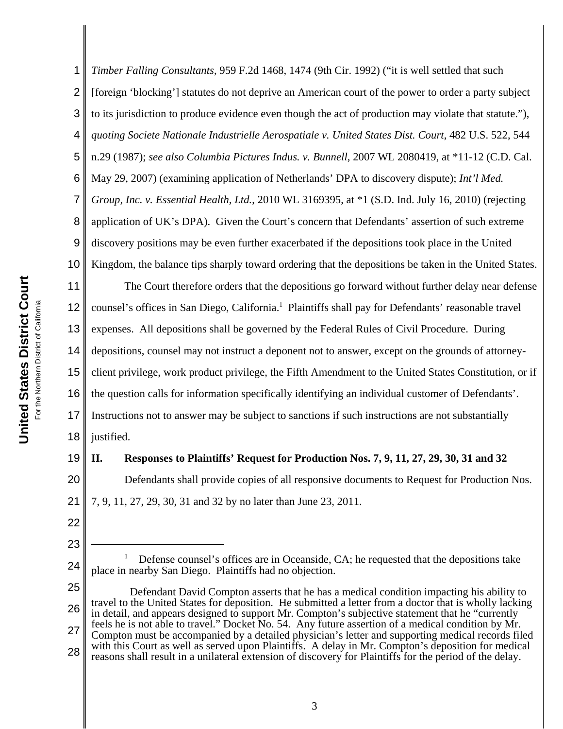*Timber Falling Consultants*, 959 F.2d 1468, 1474 (9th Cir. 1992) ("it is well settled that such [foreign 'blocking'] statutes do not deprive an American court of the power to order a party subject to its jurisdiction to produce evidence even though the act of production may violate that statute."), *quoting Societe Nationale Industrielle Aerospatiale v. United States Dist. Court*, 482 U.S. 522, 544 n.29 (1987); *see also Columbia Pictures Indus. v. Bunnell*, 2007 WL 2080419, at *11-12 (C.D. Cal. May 29, 2007) (examining application of Netherlands' DPA to discovery dispute); *Int'l Med. Group, Inc. v. Essential Health, Ltd.*, 2010 WL 3169395, at *1 (S.D. Ind. July 16, 2010) (rejecting application of UK's DPA). Given the Court's concern that Defendants' assertion of such extreme discovery positions may be even further exacerbated if the depositions took place in the United Kingdom, the balance tips sharply toward ordering that the depositions be taken in the United States.

The Court therefore orders that the depositions go forward without further delay near defense counsel's offices in San Diego, California.[1] Plaintiffs shall pay for Defendants' reasonable travel expenses. All depositions shall be governed by the Federal Rules of Civil Procedure. During depositions, counsel may not instruct a deponent not to answer, except on the grounds of attorney-client privilege, work product privilege, the Fifth Amendment to the United States Constitution, or if the question calls for information specifically identifying an individual customer of Defendants'. Instructions not to answer may be subject to sanctions if such instructions are not substantially justified.

## II. Responses to Plaintiffs' Request for Production Nos. 7, 9, 11, 27, 29, 30, 31 and 32

Defendants shall provide copies of all responsive documents to Request for Production Nos. 7, 9, 11, 27, 29, 30, 31 and 32 by no later than June 23, 2011.

---

[1] Defense counsel's offices are in Oceanside, CA; he requested that the depositions take place in nearby San Diego. Plaintiffs had no objection.

Defendant David Compton asserts that he has a medical condition impacting his ability to travel to the United States for deposition. He submitted a letter from a doctor that is wholly lacking in detail, and appears designed to support Mr. Compton's subjective statement that he "currently feels he is not able to travel." Docket No. 54. Any future assertion of a medical condition by Mr. Compton must be accompanied by a detailed physician's letter and supporting medical records filed with this Court as well as served upon Plaintiffs. A delay in Mr. Compton's deposition for medical reasons shall result in a unilateral extension of discovery for Plaintiffs for the period of the delay.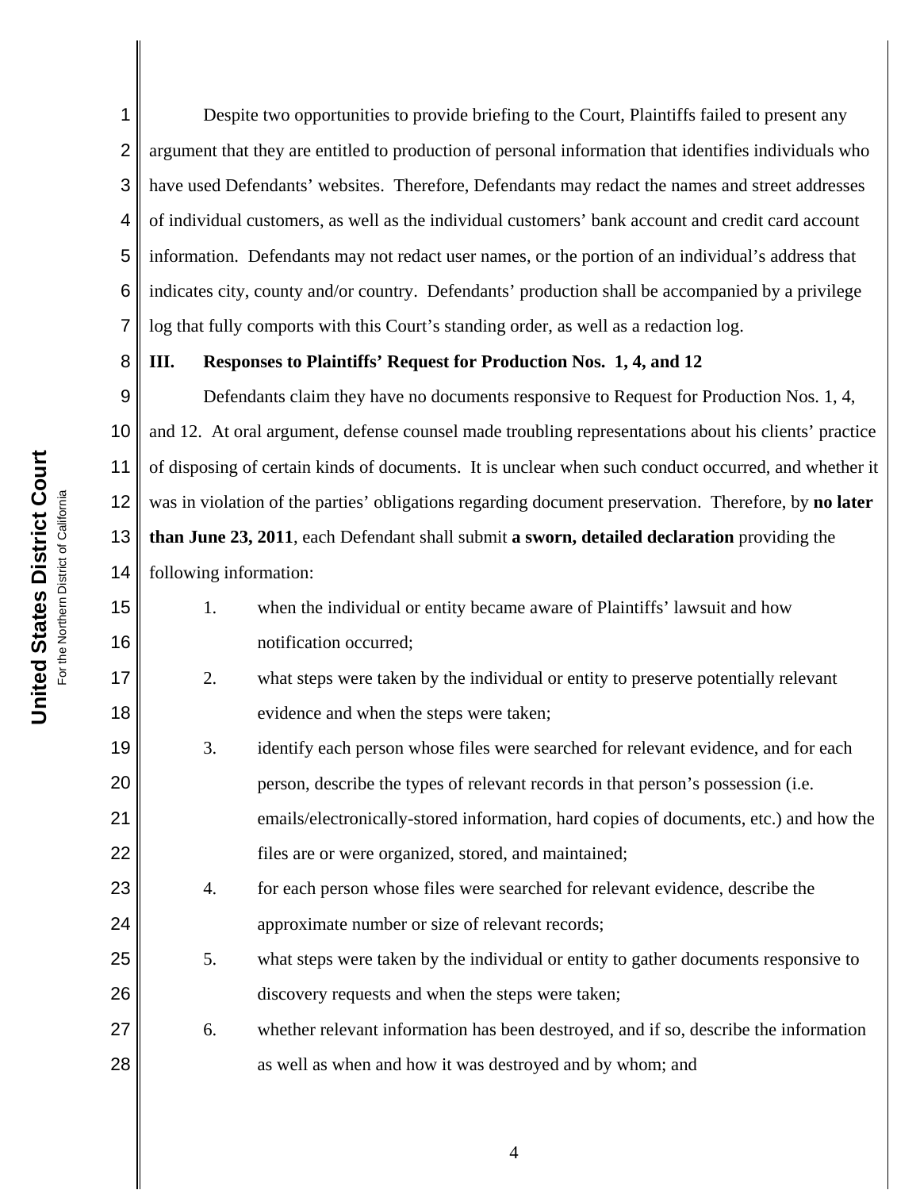Despite two opportunities to provide briefing to the Court, Plaintiffs failed to present any argument that they are entitled to production of personal information that identifies individuals who have used Defendants' websites. Therefore, Defendants may redact the names and street addresses of individual customers, as well as the individual customers' bank account and credit card account information. Defendants may not redact user names, or the portion of an individual's address that indicates city, county and/or country. Defendants' production shall be accompanied by a privilege log that fully comports with this Court's standing order, as well as a redaction log.

## III. Responses to Plaintiffs' Request for Production Nos. 1, 4, and 12

Defendants claim they have no documents responsive to Request for Production Nos. 1, 4, and 12. At oral argument, defense counsel made troubling representations about his clients' practice of disposing of certain kinds of documents. It is unclear when such conduct occurred, and whether it was in violation of the parties' obligations regarding document preservation. Therefore, by **no later than June 23, 2011**, each Defendant shall submit **a sworn, detailed declaration** providing the following information:

1. when the individual or entity became aware of Plaintiffs' lawsuit and how notification occurred;
2. what steps were taken by the individual or entity to preserve potentially relevant evidence and when the steps were taken;
3. identify each person whose files were searched for relevant evidence, and for each person, describe the types of relevant records in that person's possession (i.e. emails/electronically-stored information, hard copies of documents, etc.) and how the files are or were organized, stored, and maintained;
4. for each person whose files were searched for relevant evidence, describe the approximate number or size of relevant records;
5. what steps were taken by the individual or entity to gather documents responsive to discovery requests and when the steps were taken;
6. whether relevant information has been destroyed, and if so, describe the information as well as when and how it was destroyed and by whom; and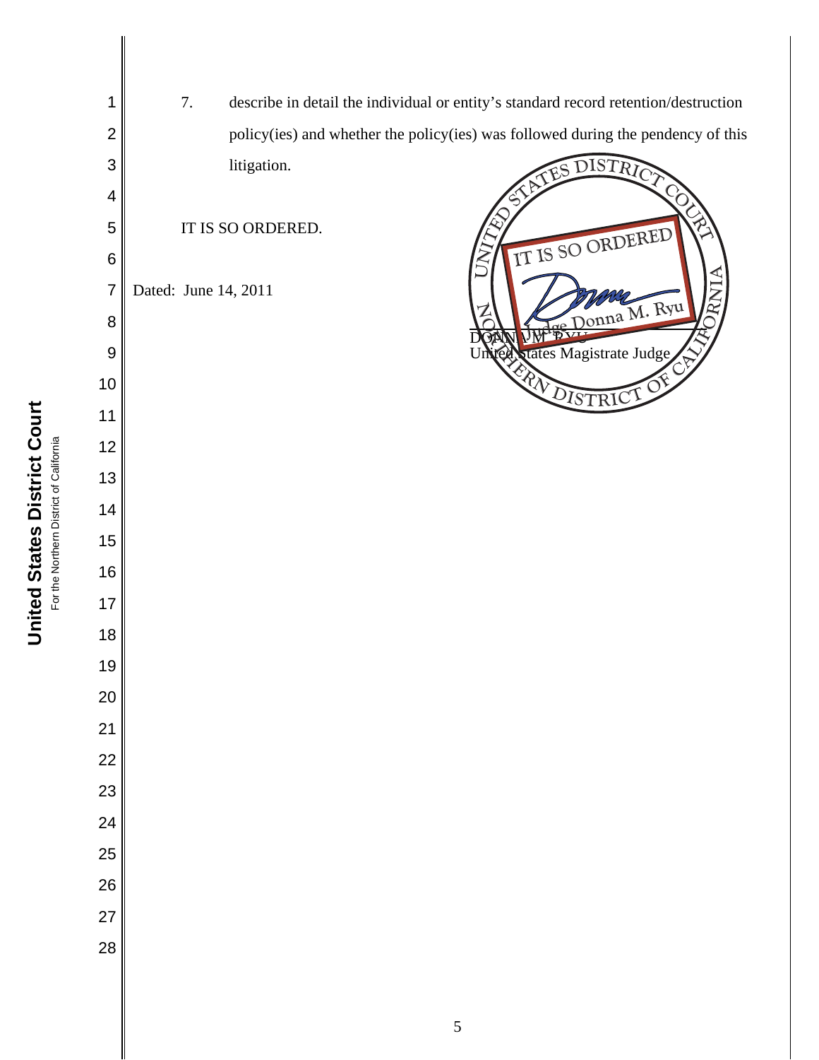7. describe in detail the individual or entity's standard record retention/destruction policy(ies) and whether the policy(ies) was followed during the pendency of this litigation.

IT IS SO ORDERED.

Dated: June 14, 2011

IT IS SO ORDERED

Judge Donna M. Ryu

DONNA M. RYU
United States Magistrate Judge